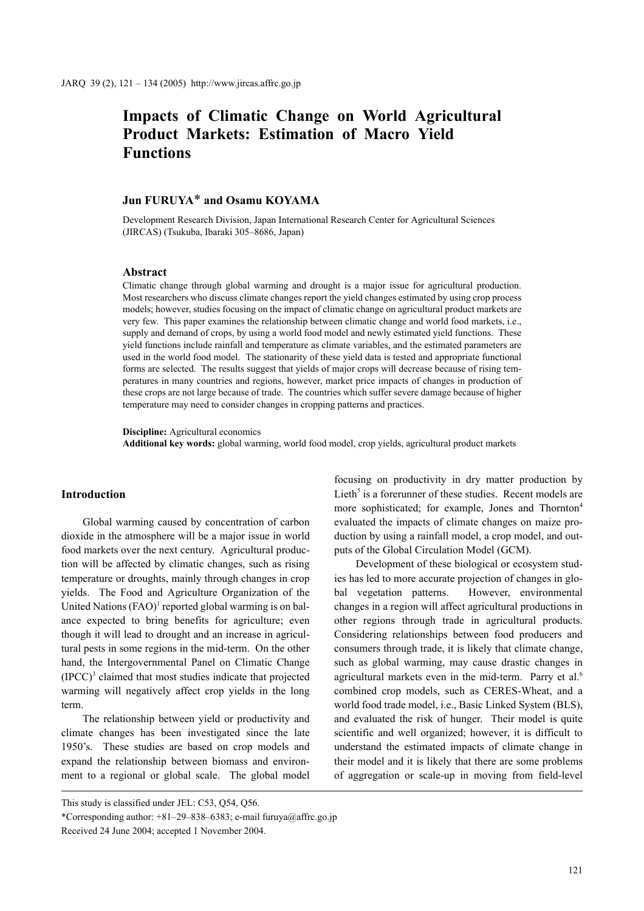# Impacts of Climatic Change on World Agricultural Product Markets: Estimation of Macro Yield Functions

### Jun FURUYA* and Osamu KOYAMA

Development Research Division, Japan International Research Center for Agricultural Sciences (JIRCAS) (Tsukuba, Ibaraki 305–8686, Japan)

## Abstract

Climatic change through global warming and drought is a major issue for agricultural production. Most researchers who discuss climate changes report the yield changes estimated by using crop process models; however, studies focusing on the impact of climatic change on agricultural product markets are very few. This paper examines the relationship between climatic change and world food markets, i.e., supply and demand of crops, by using a world food model and newly estimated yield functions. These yield functions include rainfall and temperature as climate variables, and the estimated parameters are used in the world food model. The stationarity of these yield data is tested and appropriate functional forms are selected. The results suggest that yields of major crops will decrease because of rising temperatures in many countries and regions, however, market price impacts of changes in production of these crops are not large because of trade. The countries which suffer severe damage because of higher temperature may need to consider changes in cropping patterns and practices.

**Discipline:** Agricultural economics
**Additional key words:** global warming, world food model, crop yields, agricultural product markets

## Introduction

Global warming caused by concentration of carbon dioxide in the atmosphere will be a major issue in world food markets over the next century. Agricultural production will be affected by climatic changes, such as rising temperature or droughts, mainly through changes in crop yields. The Food and Agriculture Organization of the United Nations (FAO)[1] reported global warming is on balance expected to bring benefits for agriculture; even though it will lead to drought and an increase in agricultural pests in some regions in the mid-term. On the other hand, the Intergovernmental Panel on Climatic Change (IPCC)[3] claimed that most studies indicate that projected warming will negatively affect crop yields in the long term.

The relationship between yield or productivity and climate changes has been investigated since the late 1950's. These studies are based on crop models and expand the relationship between biomass and environment to a regional or global scale. The global model focusing on productivity in dry matter production by Lieth[5] is a forerunner of these studies. Recent models are more sophisticated; for example, Jones and Thornton[4] evaluated the impacts of climate changes on maize production by using a rainfall model, a crop model, and outputs of the Global Circulation Model (GCM).

Development of these biological or ecosystem studies has led to more accurate projection of changes in global vegetation patterns. However, environmental changes in a region will affect agricultural productions in other regions through trade in agricultural products. Considering relationships between food producers and consumers through trade, it is likely that climate change, such as global warming, may cause drastic changes in agricultural markets even in the mid-term. Parry et al.[6] combined crop models, such as CERES-Wheat, and a world food trade model, i.e., Basic Linked System (BLS), and evaluated the risk of hunger. Their model is quite scientific and well organized; however, it is difficult to understand the estimated impacts of climate change in their model and it is likely that there are some problems of aggregation or scale-up in moving from field-level

---

This study is classified under JEL: C53, Q54, Q56.

*Corresponding author: +81–29–838–6383; e-mail furuya@affrc.go.jp

Received 24 June 2004; accepted 1 November 2004.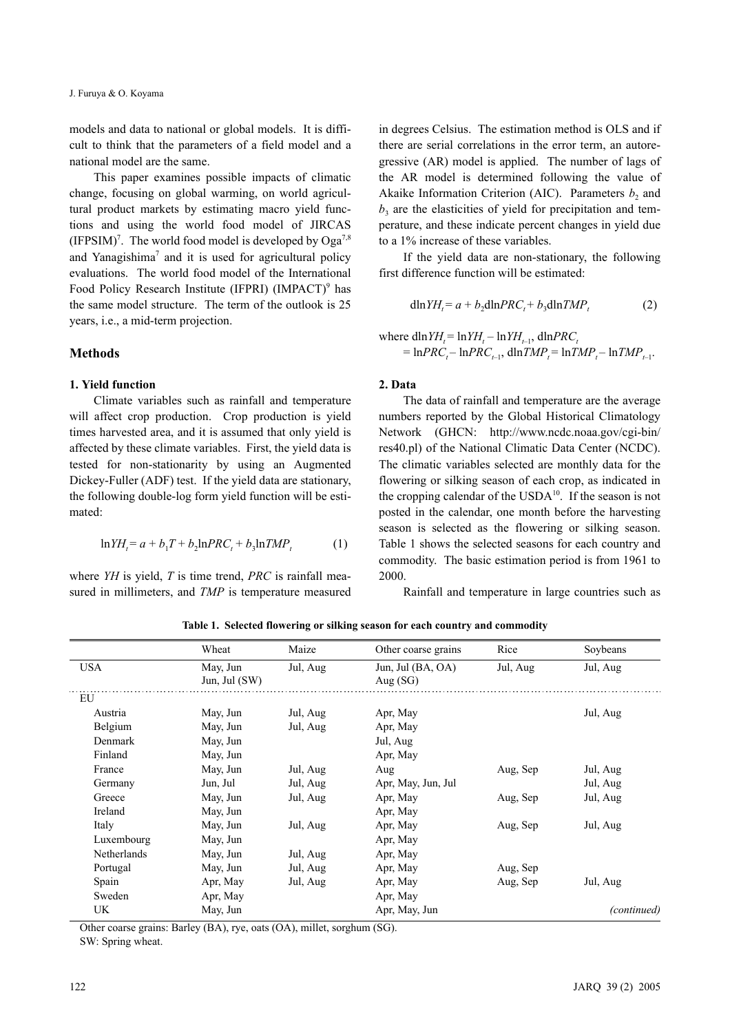models and data to national or global models. It is difficult to think that the parameters of a field model and a national model are the same.

This paper examines possible impacts of climatic change, focusing on global warming, on world agricultural product markets by estimating macro yield functions and using the world food model of JIRCAS (IFPSIM)[7]. The world food model is developed by Oga[7,8] and Yanagishima[7] and it is used for agricultural policy evaluations. The world food model of the International Food Policy Research Institute (IFPRI) (IMPACT)[9] has the same model structure. The term of the outlook is 25 years, i.e., a mid-term projection.

## Methods

### 1. Yield function

Climate variables such as rainfall and temperature will affect crop production. Crop production is yield times harvested area, and it is assumed that only yield is affected by these climate variables. First, the yield data is tested for non-stationarity by using an Augmented Dickey-Fuller (ADF) test. If the yield data are stationary, the following double-log form yield function will be estimated:

$$\ln YH_t = a + b_1 T + b_2 \ln PRC_t + b_3 \ln TMP_t \qquad (1)$$

where $YH$ is yield, $T$ is time trend, $PRC$ is rainfall measured in millimeters, and $TMP$ is temperature measured in degrees Celsius. The estimation method is OLS and if there are serial correlations in the error term, an autoregressive (AR) model is applied. The number of lags of the AR model is determined following the value of Akaike Information Criterion (AIC). Parameters $b_2$ and $b_3$ are the elasticities of yield for precipitation and temperature, and these indicate percent changes in yield due to a 1% increase of these variables.

If the yield data are non-stationary, the following first difference function will be estimated:

$$\text{dln}YH_t = a + b_2 \text{dln}PRC_t + b_3 \text{dln}TMP_t \qquad (2)$$

where $\text{dln}YH_t = \ln YH_t - \ln YH_{t-1}$, $\text{dln}PRC_t = \ln PRC_t - \ln PRC_{t-1}$, $\text{dln}TMP_t = \ln TMP_t - \ln TMP_{t-1}$.

### 2. Data

The data of rainfall and temperature are the average numbers reported by the Global Historical Climatology Network (GHCN: http://www.ncdc.noaa.gov/cgi-bin/res40.pl) of the National Climatic Data Center (NCDC). The climatic variables selected are monthly data for the flowering or silking season of each crop, as indicated in the cropping calendar of the USDA[10]. If the season is not posted in the calendar, one month before the harvesting season is selected as the flowering or silking season. Table 1 shows the selected seasons for each country and commodity. The basic estimation period is from 1961 to 2000.

Rainfall and temperature in large countries such as

**Table 1. Selected flowering or silking season for each country and commodity**

| | Wheat | Maize | Other coarse grains | Rice | Soybeans |
|---|---|---|---|---|---|
| USA | May, Jun<br>Jun, Jul (SW) | Jul, Aug | Jun, Jul (BA, OA)<br>Aug (SG) | Jul, Aug | Jul, Aug |
| EU | | | | | |
| Austria | May, Jun | Jul, Aug | Apr, May | | Jul, Aug |
| Belgium | May, Jun | Jul, Aug | Apr, May | | |
| Denmark | May, Jun | | Jul, Aug | | |
| Finland | May, Jun | | Apr, May | | |
| France | May, Jun | Jul, Aug | Aug | Aug, Sep | Jul, Aug |
| Germany | Jun, Jul | Jul, Aug | Apr, May, Jun, Jul | | Jul, Aug |
| Greece | May, Jun | Jul, Aug | Apr, May | Aug, Sep | Jul, Aug |
| Ireland | May, Jun | | Apr, May | | |
| Italy | May, Jun | Jul, Aug | Apr, May | Aug, Sep | Jul, Aug |
| Luxembourg | May, Jun | | Apr, May | | |
| Netherlands | May, Jun | Jul, Aug | Apr, May | | |
| Portugal | May, Jun | Jul, Aug | Apr, May | Aug, Sep | |
| Spain | Apr, May | Jul, Aug | Apr, May | Aug, Sep | Jul, Aug |
| Sweden | Apr, May | | Apr, May | | |
| UK | May, Jun | | Apr, May, Jun | | *(continued)* |

Other coarse grains: Barley (BA), rye, oats (OA), millet, sorghum (SG).
SW: Spring wheat.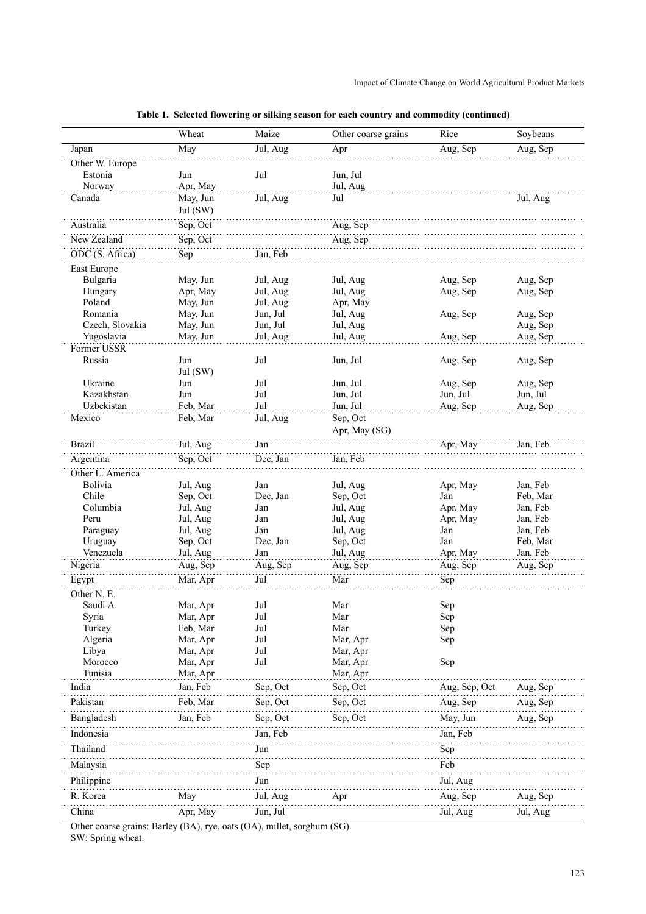**Table 1. Selected flowering or silking season for each country and commodity (continued)**

| | Wheat | Maize | Other coarse grains | Rice | Soybeans |
|---|---|---|---|---|---|
| Japan | May | Jul, Aug | Apr | Aug, Sep | Aug, Sep |
| Other W. Europe | | | | | |
| Estonia | Jun | Jul | Jun, Jul | | |
| Norway | Apr, May | | Jul, Aug | | |
| Canada | May, Jun Jul (SW) | Jul, Aug | Jul | | Jul, Aug |
| Australia | Sep, Oct | | Aug, Sep | | |
| New Zealand | Sep, Oct | | Aug, Sep | | |
| ODC (S. Africa) | Sep | Jan, Feb | | | |
| East Europe | | | | | |
| Bulgaria | May, Jun | Jul, Aug | Jul, Aug | Aug, Sep | Aug, Sep |
| Hungary | Apr, May | Jul, Aug | Jul, Aug | Aug, Sep | Aug, Sep |
| Poland | May, Jun | Jul, Aug | Apr, May | | |
| Romania | May, Jun | Jun, Jul | Jul, Aug | Aug, Sep | Aug, Sep |
| Czech, Slovakia | May, Jun | Jun, Jul | Jul, Aug | | Aug, Sep |
| Yugoslavia | May, Jun | Jul, Aug | Jul, Aug | Aug, Sep | Aug, Sep |
| Former USSR | | | | | |
| Russia | Jun Jul (SW) | Jul | Jun, Jul | Aug, Sep | Aug, Sep |
| Ukraine | Jun | Jul | Jun, Jul | Aug, Sep | Aug, Sep |
| Kazakhstan | Jun | Jul | Jun, Jul | Jun, Jul | Jun, Jul |
| Uzbekistan | Feb, Mar | Jul | Jun, Jul | Aug, Sep | Aug, Sep |
| Mexico | Feb, Mar | Jul, Aug | Sep, Oct Apr, May (SG) | | |
| Brazil | Jul, Aug | Jan | | Apr, May | Jan, Feb |
| Argentina | Sep, Oct | Dec, Jan | Jan, Feb | | |
| Other L. America | | | | | |
| Bolivia | Jul, Aug | Jan | Jul, Aug | Apr, May | Jan, Feb |
| Chile | Sep, Oct | Dec, Jan | Sep, Oct | Jan | Feb, Mar |
| Columbia | Jul, Aug | Jan | Jul, Aug | Apr, May | Jan, Feb |
| Peru | Jul, Aug | Jan | Jul, Aug | Apr, May | Jan, Feb |
| Paraguay | Jul, Aug | Jan | Jul, Aug | Jan | Jan, Feb |
| Uruguay | Sep, Oct | Dec, Jan | Sep, Oct | Jan | Feb, Mar |
| Venezuela | Jul, Aug | Jan | Jul, Aug | Apr, May | Jan, Feb |
| Nigeria | Aug, Sep | Aug, Sep | Aug, Sep | Aug, Sep | Aug, Sep |
| Egypt | Mar, Apr | Jul | Mar | Sep | |
| Other N. E. | | | | | |
| Saudi A. | Mar, Apr | Jul | Mar | Sep | |
| Syria | Mar, Apr | Jul | Mar | Sep | |
| Turkey | Feb, Mar | Jul | Mar | Sep | |
| Algeria | Mar, Apr | Jul | Mar, Apr | Sep | |
| Libya | Mar, Apr | Jul | Mar, Apr | | |
| Morocco | Mar, Apr | Jul | Mar, Apr | Sep | |
| Tunisia | Mar, Apr | | Mar, Apr | | |
| India | Jan, Feb | Sep, Oct | Sep, Oct | Aug, Sep, Oct | Aug, Sep |
| Pakistan | Feb, Mar | Sep, Oct | Sep, Oct | Aug, Sep | Aug, Sep |
| Bangladesh | Jan, Feb | Sep, Oct | Sep, Oct | May, Jun | Aug, Sep |
| Indonesia | | Jan, Feb | | Jan, Feb | |
| Thailand | | Jun | | Sep | |
| Malaysia | | Sep | | Feb | |
| Philippine | | Jun | | Jul, Aug | |
| R. Korea | May | Jul, Aug | Apr | Aug, Sep | Aug, Sep |
| China | Apr, May | Jun, Jul | | Jul, Aug | Jul, Aug |

Other coarse grains: Barley (BA), rye, oats (OA), millet, sorghum (SG).
SW: Spring wheat.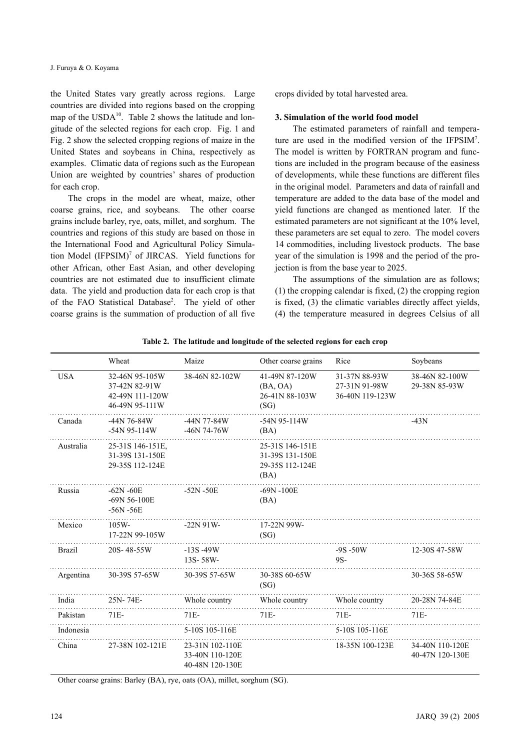the United States vary greatly across regions. Large countries are divided into regions based on the cropping map of the USDA[10]. Table 2 shows the latitude and longitude of the selected regions for each crop. Fig. 1 and Fig. 2 show the selected cropping regions of maize in the United States and soybeans in China, respectively as examples. Climatic data of regions such as the European Union are weighted by countries' shares of production for each crop.

The crops in the model are wheat, maize, other coarse grains, rice, and soybeans. The other coarse grains include barley, rye, oats, millet, and sorghum. The countries and regions of this study are based on those in the International Food and Agricultural Policy Simulation Model (IFPSIM)[7] of JIRCAS. Yield functions for other African, other East Asian, and other developing countries are not estimated due to insufficient climate data. The yield and production data for each crop is that of the FAO Statistical Database[2]. The yield of other coarse grains is the summation of production of all five crops divided by total harvested area.

### 3. Simulation of the world food model

The estimated parameters of rainfall and temperature are used in the modified version of the IFPSIM[7]. The model is written by FORTRAN program and functions are included in the program because of the easiness of developments, while these functions are different files in the original model. Parameters and data of rainfall and temperature are added to the data base of the model and yield functions are changed as mentioned later. If the estimated parameters are not significant at the 10% level, these parameters are set equal to zero. The model covers 14 commodities, including livestock products. The base year of the simulation is 1998 and the period of the projection is from the base year to 2025.

The assumptions of the simulation are as follows; (1) the cropping calendar is fixed, (2) the cropping region is fixed, (3) the climatic variables directly affect yields, (4) the temperature measured in degrees Celsius of all

**Table 2. The latitude and longitude of the selected regions for each crop**

| | Wheat | Maize | Other coarse grains | Rice | Soybeans |
|---|---|---|---|---|---|
| USA | 32-46N 95-105W<br>37-42N 82-91W<br>42-49N 111-120W<br>46-49N 95-111W | 38-46N 82-102W | 41-49N 87-120W<br>(BA, OA)<br>26-41N 88-103W<br>(SG) | 31-37N 88-93W<br>27-31N 91-98W<br>36-40N 119-123W | 38-46N 82-100W<br>29-38N 85-93W |
| Canada | -44N 76-84W<br>-54N 95-114W | -44N 77-84W<br>-46N 74-76W | -54N 95-114W<br>(BA) | | -43N |
| Australia | 25-31S 146-151E,<br>31-39S 131-150E<br>29-35S 112-124E | | 25-31S 146-151E<br>31-39S 131-150E<br>29-35S 112-124E<br>(BA) | | |
| Russia | -62N -60E<br>-69N 56-100E<br>-56N -56E | -52N -50E | -69N -100E<br>(BA) | | |
| Mexico | 105W-<br>17-22N 99-105W | -22N 91W- | 17-22N 99W-<br>(SG) | | |
| Brazil | 20S- 48-55W | -13S -49W<br>13S- 58W- | | -9S -50W<br>9S- | 12-30S 47-58W |
| Argentina | 30-39S 57-65W | 30-39S 57-65W | 30-38S 60-65W<br>(SG) | | 30-36S 58-65W |
| India | 25N- 74E- | Whole country | Whole country | Whole country | 20-28N 74-84E |
| Pakistan | 71E- | 71E- | 71E- | 71E- | 71E- |
| Indonesia | | 5-10S 105-116E | | 5-10S 105-116E | |
| China | 27-38N 102-121E | 23-31N 102-110E<br>33-40N 110-120E<br>40-48N 120-130E | | 18-35N 100-123E | 34-40N 110-120E<br>40-47N 120-130E |

Other coarse grains: Barley (BA), rye, oats (OA), millet, sorghum (SG).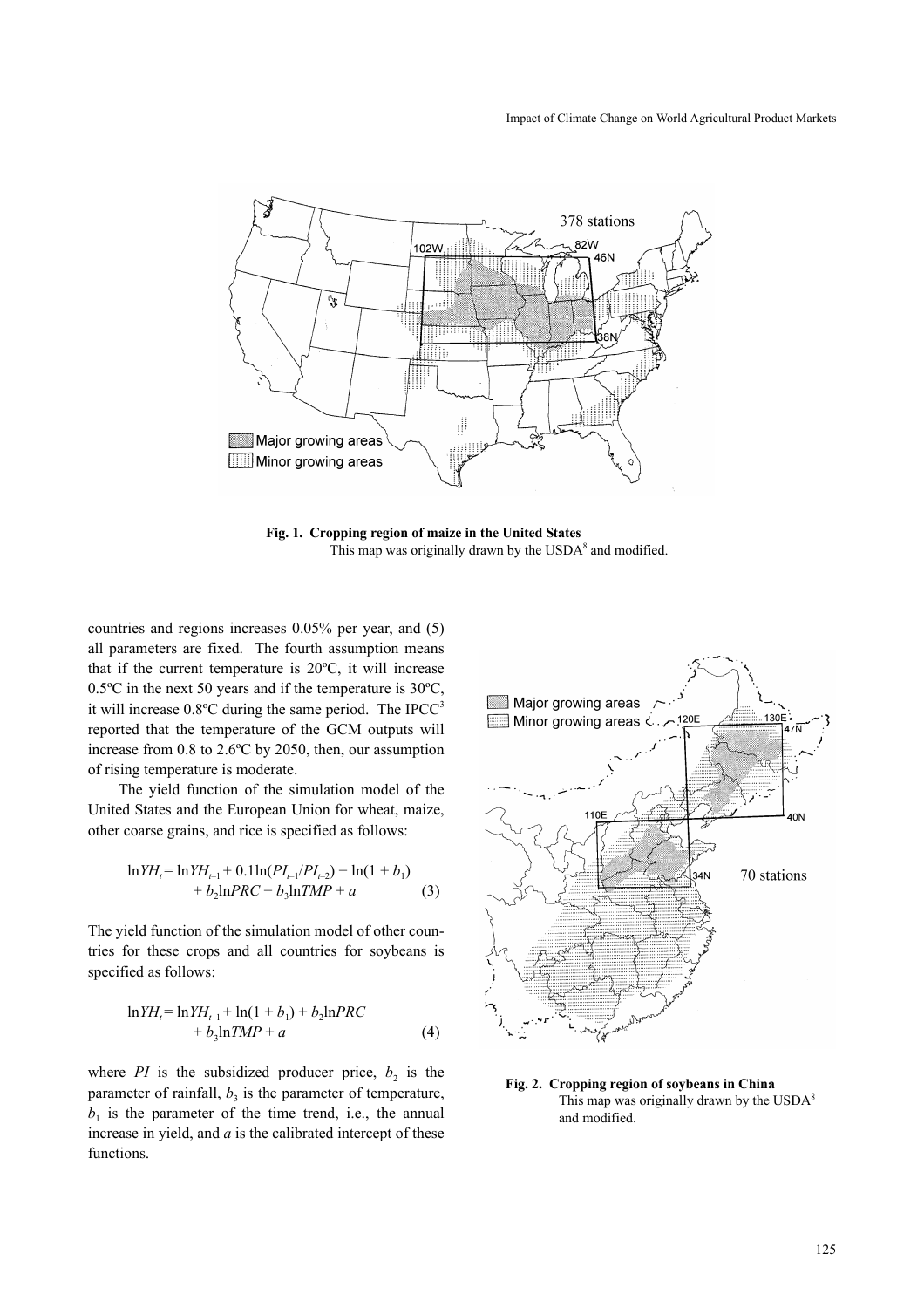**Fig. 1. Cropping region of maize in the United States**
This map was originally drawn by the USDA[8] and modified.

countries and regions increases 0.05% per year, and (5) all parameters are fixed. The fourth assumption means that if the current temperature is 20ºC, it will increase 0.5ºC in the next 50 years and if the temperature is 30ºC, it will increase 0.8ºC during the same period. The IPCC[3] reported that the temperature of the GCM outputs will increase from 0.8 to 2.6ºC by 2050, then, our assumption of rising temperature is moderate.

The yield function of the simulation model of the United States and the European Union for wheat, maize, other coarse grains, and rice is specified as follows:

$$\ln YH_t = \ln YH_{t-1} + 0.1\ln(PI_{t-1}/PI_{t-2}) + \ln(1 + b_1) + b_2\ln PRC + b_3\ln TMP + a \quad (3)$$

The yield function of the simulation model of other countries for these crops and all countries for soybeans is specified as follows:

$$\ln YH_t = \ln YH_{t-1} + \ln(1 + b_1) + b_2\ln PRC + b_3\ln TMP + a \quad (4)$$

where $PI$ is the subsidized producer price, $b_2$ is the parameter of rainfall, $b_3$ is the parameter of temperature, $b_1$ is the parameter of the time trend, i.e., the annual increase in yield, and $a$ is the calibrated intercept of these functions.

**Fig. 2. Cropping region of soybeans in China**
This map was originally drawn by the USDA[8] and modified.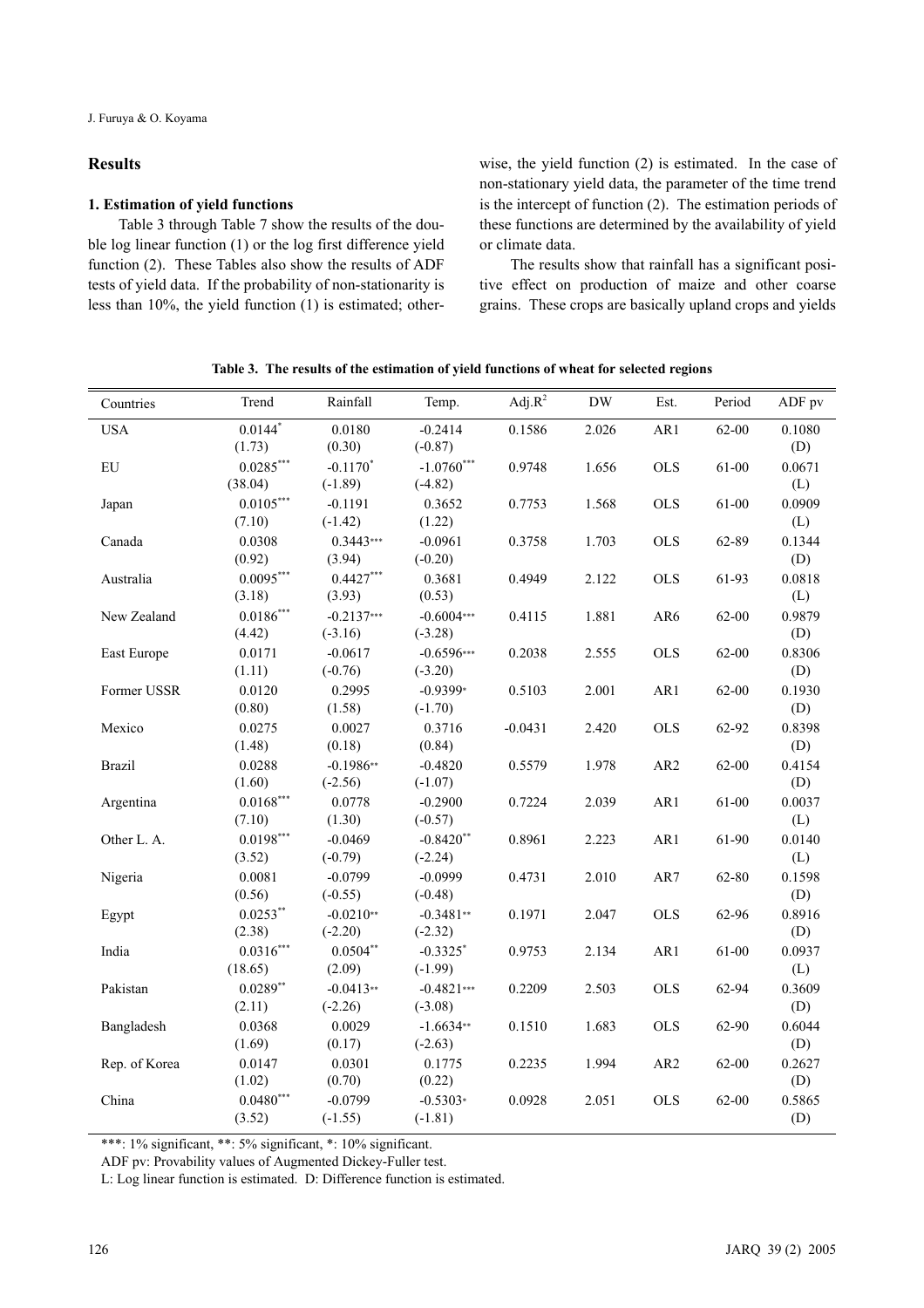## Results

### 1. Estimation of yield functions

Table 3 through Table 7 show the results of the double log linear function (1) or the log first difference yield function (2). These Tables also show the results of ADF tests of yield data. If the probability of non-stationarity is less than 10%, the yield function (1) is estimated; otherwise, the yield function (2) is estimated. In the case of non-stationary yield data, the parameter of the time trend is the intercept of function (2). The estimation periods of these functions are determined by the availability of yield or climate data.

The results show that rainfall has a significant positive effect on production of maize and other coarse grains. These crops are basically upland crops and yields

**Table 3. The results of the estimation of yield functions of wheat for selected regions**

| Countries | Trend | Rainfall | Temp. | Adj.$R^2$ | DW | Est. | Period | ADF pv |
|---|---|---|---|---|---|---|---|---|
| USA | 0.0144* (1.73) | 0.0180 (0.30) | -0.2414 (-0.87) | 0.1586 | 2.026 | AR1 | 62-00 | 0.1080 (D) |
| EU | 0.0285*** (38.04) | -0.1170* (-1.89) | -1.0760*** (-4.82) | 0.9748 | 1.656 | OLS | 61-00 | 0.0671 (L) |
| Japan | 0.0105*** (7.10) | -0.1191 (-1.42) | 0.3652 (1.22) | 0.7753 | 1.568 | OLS | 61-00 | 0.0909 (L) |
| Canada | 0.0308 (0.92) | 0.3443*** (3.94) | -0.0961 (-0.20) | 0.3758 | 1.703 | OLS | 62-89 | 0.1344 (D) |
| Australia | 0.0095*** (3.18) | 0.4427*** (3.93) | 0.3681 (0.53) | 0.4949 | 2.122 | OLS | 61-93 | 0.0818 (L) |
| New Zealand | 0.0186*** (4.42) | -0.2137*** (-3.16) | -0.6004*** (-3.28) | 0.4115 | 1.881 | AR6 | 62-00 | 0.9879 (D) |
| East Europe | 0.0171 (1.11) | -0.0617 (-0.76) | -0.6596*** (-3.20) | 0.2038 | 2.555 | OLS | 62-00 | 0.8306 (D) |
| Former USSR | 0.0120 (0.80) | 0.2995 (1.58) | -0.9399* (-1.70) | 0.5103 | 2.001 | AR1 | 62-00 | 0.1930 (D) |
| Mexico | 0.0275 (1.48) | 0.0027 (0.18) | 0.3716 (0.84) | -0.0431 | 2.420 | OLS | 62-92 | 0.8398 (D) |
| Brazil | 0.0288 (1.60) | -0.1986** (-2.56) | -0.4820 (-1.07) | 0.5579 | 1.978 | AR2 | 62-00 | 0.4154 (D) |
| Argentina | 0.0168*** (7.10) | 0.0778 (1.30) | -0.2900 (-0.57) | 0.7224 | 2.039 | AR1 | 61-00 | 0.0037 (L) |
| Other L. A. | 0.0198*** (3.52) | -0.0469 (-0.79) | -0.8420** (-2.24) | 0.8961 | 2.223 | AR1 | 61-90 | 0.0140 (L) |
| Nigeria | 0.0081 (0.56) | -0.0799 (-0.55) | -0.0999 (-0.48) | 0.4731 | 2.010 | AR7 | 62-80 | 0.1598 (D) |
| Egypt | 0.0253** (2.38) | -0.0210** (-2.20) | -0.3481** (-2.32) | 0.1971 | 2.047 | OLS | 62-96 | 0.8916 (D) |
| India | 0.0316*** (18.65) | 0.0504** (2.09) | -0.3325* (-1.99) | 0.9753 | 2.134 | AR1 | 61-00 | 0.0937 (L) |
| Pakistan | 0.0289** (2.11) | -0.0413** (-2.26) | -0.4821*** (-3.08) | 0.2209 | 2.503 | OLS | 62-94 | 0.3609 (D) |
| Bangladesh | 0.0368 (1.69) | 0.0029 (0.17) | -1.6634** (-2.63) | 0.1510 | 1.683 | OLS | 62-90 | 0.6044 (D) |
| Rep. of Korea | 0.0147 (1.02) | 0.0301 (0.70) | 0.1775 (0.22) | 0.2235 | 1.994 | AR2 | 62-00 | 0.2627 (D) |
| China | 0.0480*** (3.52) | -0.0799 (-1.55) | -0.5303* (-1.81) | 0.0928 | 2.051 | OLS | 62-00 | 0.5865 (D) |

***: 1% significant, **: 5% significant, *: 10% significant.

ADF pv: Provability values of Augmented Dickey-Fuller test.

L: Log linear function is estimated. D: Difference function is estimated.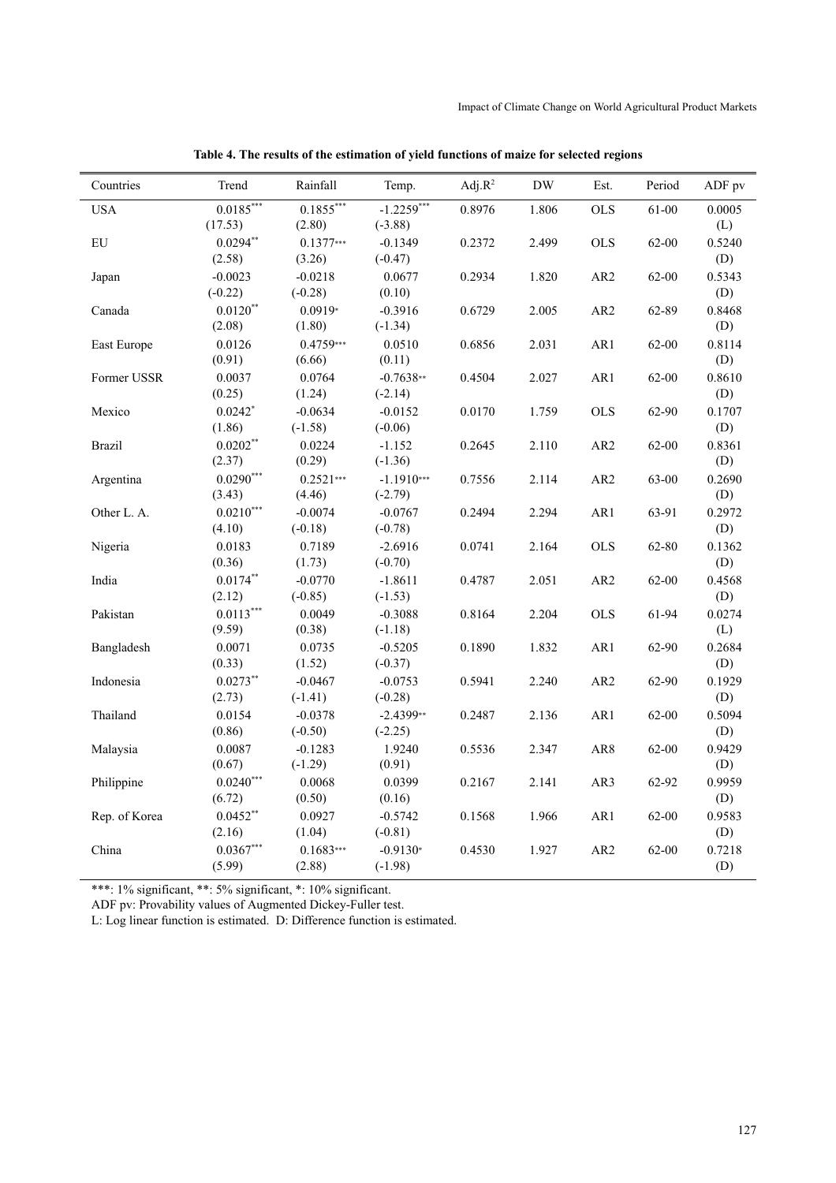**Table 4. The results of the estimation of yield functions of maize for selected regions**

| Countries | Trend | Rainfall | Temp. | Adj.$R^2$ | DW | Est. | Period | ADF pv |
|---|---|---|---|---|---|---|---|---|
| USA | 0.0185*** (17.53) | 0.1855*** (2.80) | -1.2259*** (-3.88) | 0.8976 | 1.806 | OLS | 61-00 | 0.0005 (L) |
| EU | 0.0294** (2.58) | 0.1377*** (3.26) | -0.1349 (-0.47) | 0.2372 | 2.499 | OLS | 62-00 | 0.5240 (D) |
| Japan | -0.0023 (-0.22) | -0.0218 (-0.28) | 0.0677 (0.10) | 0.2934 | 1.820 | AR2 | 62-00 | 0.5343 (D) |
| Canada | 0.0120** (2.08) | 0.0919* (1.80) | -0.3916 (-1.34) | 0.6729 | 2.005 | AR2 | 62-89 | 0.8468 (D) |
| East Europe | 0.0126 (0.91) | 0.4759*** (6.66) | 0.0510 (0.11) | 0.6856 | 2.031 | AR1 | 62-00 | 0.8114 (D) |
| Former USSR | 0.0037 (0.25) | 0.0764 (1.24) | -0.7638** (-2.14) | 0.4504 | 2.027 | AR1 | 62-00 | 0.8610 (D) |
| Mexico | 0.0242* (1.86) | -0.0634 (-1.58) | -0.0152 (-0.06) | 0.0170 | 1.759 | OLS | 62-90 | 0.1707 (D) |
| Brazil | 0.0202** (2.37) | 0.0224 (0.29) | -1.152 (-1.36) | 0.2645 | 2.110 | AR2 | 62-00 | 0.8361 (D) |
| Argentina | 0.0290*** (3.43) | 0.2521*** (4.46) | -1.1910*** (-2.79) | 0.7556 | 2.114 | AR2 | 63-00 | 0.2690 (D) |
| Other L. A. | 0.0210*** (4.10) | -0.0074 (-0.18) | -0.0767 (-0.78) | 0.2494 | 2.294 | AR1 | 63-91 | 0.2972 (D) |
| Nigeria | 0.0183 (0.36) | 0.7189 (1.73) | -2.6916 (-0.70) | 0.0741 | 2.164 | OLS | 62-80 | 0.1362 (D) |
| India | 0.0174** (2.12) | -0.0770 (-0.85) | -1.8611 (-1.53) | 0.4787 | 2.051 | AR2 | 62-00 | 0.4568 (D) |
| Pakistan | 0.0113*** (9.59) | 0.0049 (0.38) | -0.3088 (-1.18) | 0.8164 | 2.204 | OLS | 61-94 | 0.0274 (L) |
| Bangladesh | 0.0071 (0.33) | 0.0735 (1.52) | -0.5205 (-0.37) | 0.1890 | 1.832 | AR1 | 62-90 | 0.2684 (D) |
| Indonesia | 0.0273** (2.73) | -0.0467 (-1.41) | -0.0753 (-0.28) | 0.5941 | 2.240 | AR2 | 62-90 | 0.1929 (D) |
| Thailand | 0.0154 (0.86) | -0.0378 (-0.50) | -2.4399** (-2.25) | 0.2487 | 2.136 | AR1 | 62-00 | 0.5094 (D) |
| Malaysia | 0.0087 (0.67) | -0.1283 (-1.29) | 1.9240 (0.91) | 0.5536 | 2.347 | AR8 | 62-00 | 0.9429 (D) |
| Philippine | 0.0240*** (6.72) | 0.0068 (0.50) | 0.0399 (0.16) | 0.2167 | 2.141 | AR3 | 62-92 | 0.9959 (D) |
| Rep. of Korea | 0.0452** (2.16) | 0.0927 (1.04) | -0.5742 (-0.81) | 0.1568 | 1.966 | AR1 | 62-00 | 0.9583 (D) |
| China | 0.0367*** (5.99) | 0.1683*** (2.88) | -0.9130* (-1.98) | 0.4530 | 1.927 | AR2 | 62-00 | 0.7218 (D) |

***: 1% significant, **: 5% significant, *: 10% significant.

ADF pv: Provability values of Augmented Dickey-Fuller test.

L: Log linear function is estimated. D: Difference function is estimated.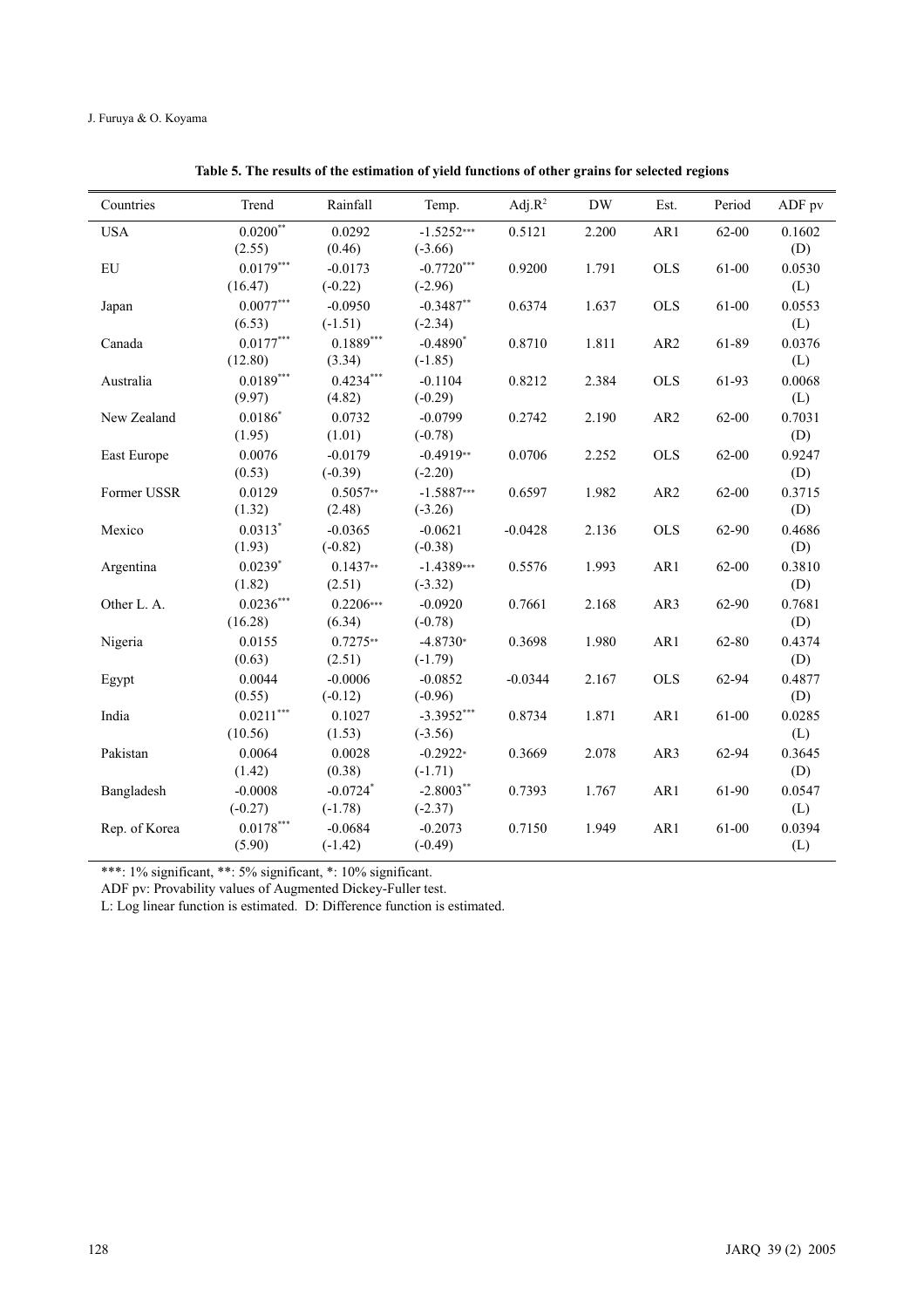**Table 5. The results of the estimation of yield functions of other grains for selected regions**

| Countries | Trend | Rainfall | Temp. | Adj.$R^2$ | DW | Est. | Period | ADF pv |
|---|---|---|---|---|---|---|---|---|
| USA | 0.0200** (2.55) | 0.0292 (0.46) | -1.5252*** (-3.66) | 0.5121 | 2.200 | AR1 | 62-00 | 0.1602 (D) |
| EU | 0.0179*** (16.47) | -0.0173 (-0.22) | -0.7720*** (-2.96) | 0.9200 | 1.791 | OLS | 61-00 | 0.0530 (L) |
| Japan | 0.0077*** (6.53) | -0.0950 (-1.51) | -0.3487** (-2.34) | 0.6374 | 1.637 | OLS | 61-00 | 0.0553 (L) |
| Canada | 0.0177*** (12.80) | 0.1889*** (3.34) | -0.4890* (-1.85) | 0.8710 | 1.811 | AR2 | 61-89 | 0.0376 (L) |
| Australia | 0.0189*** (9.97) | 0.4234*** (4.82) | -0.1104 (-0.29) | 0.8212 | 2.384 | OLS | 61-93 | 0.0068 (L) |
| New Zealand | 0.0186* (1.95) | 0.0732 (1.01) | -0.0799 (-0.78) | 0.2742 | 2.190 | AR2 | 62-00 | 0.7031 (D) |
| East Europe | 0.0076 (0.53) | -0.0179 (-0.39) | -0.4919** (-2.20) | 0.0706 | 2.252 | OLS | 62-00 | 0.9247 (D) |
| Former USSR | 0.0129 (1.32) | 0.5057** (2.48) | -1.5887*** (-3.26) | 0.6597 | 1.982 | AR2 | 62-00 | 0.3715 (D) |
| Mexico | 0.0313* (1.93) | -0.0365 (-0.82) | -0.0621 (-0.38) | -0.0428 | 2.136 | OLS | 62-90 | 0.4686 (D) |
| Argentina | 0.0239* (1.82) | 0.1437** (2.51) | -1.4389*** (-3.32) | 0.5576 | 1.993 | AR1 | 62-00 | 0.3810 (D) |
| Other L. A. | 0.0236*** (16.28) | 0.2206*** (6.34) | -0.0920 (-0.78) | 0.7661 | 2.168 | AR3 | 62-90 | 0.7681 (D) |
| Nigeria | 0.0155 (0.63) | 0.7275** (2.51) | -4.8730* (-1.79) | 0.3698 | 1.980 | AR1 | 62-80 | 0.4374 (D) |
| Egypt | 0.0044 (0.55) | -0.0006 (-0.12) | -0.0852 (-0.96) | -0.0344 | 2.167 | OLS | 62-94 | 0.4877 (D) |
| India | 0.0211*** (10.56) | 0.1027 (1.53) | -3.3952*** (-3.56) | 0.8734 | 1.871 | AR1 | 61-00 | 0.0285 (L) |
| Pakistan | 0.0064 (1.42) | 0.0028 (0.38) | -0.2922* (-1.71) | 0.3669 | 2.078 | AR3 | 62-94 | 0.3645 (D) |
| Bangladesh | -0.0008 (-0.27) | -0.0724* (-1.78) | -2.8003** (-2.37) | 0.7393 | 1.767 | AR1 | 61-90 | 0.0547 (L) |
| Rep. of Korea | 0.0178*** (5.90) | -0.0684 (-1.42) | -0.2073 (-0.49) | 0.7150 | 1.949 | AR1 | 61-00 | 0.0394 (L) |

***: 1% significant, **: 5% significant, *: 10% significant.

ADF pv: Provability values of Augmented Dickey-Fuller test.

L: Log linear function is estimated. D: Difference function is estimated.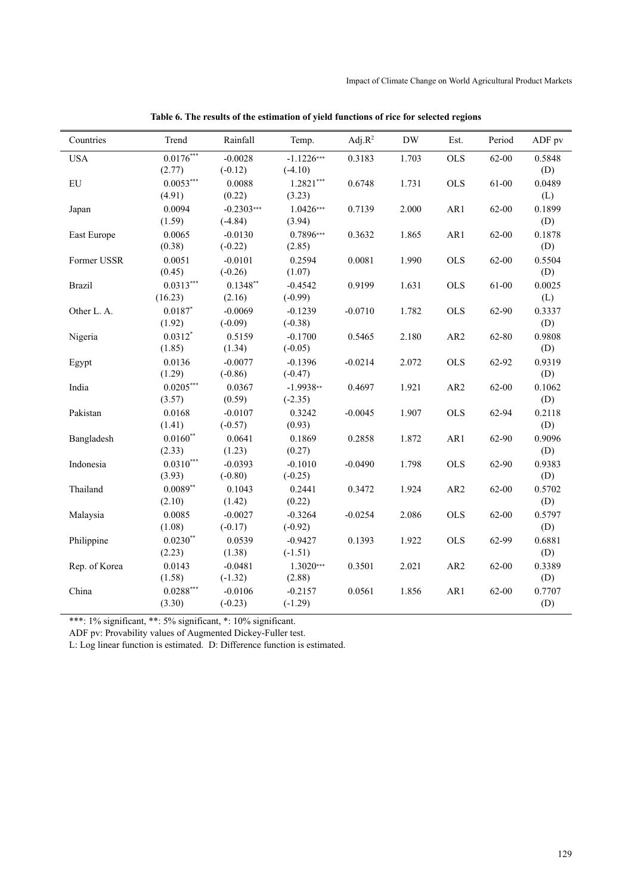**Table 6. The results of the estimation of yield functions of rice for selected regions**

| Countries | Trend | Rainfall | Temp. | Adj.$R^2$ | DW | Est. | Period | ADF pv |
|---|---|---|---|---|---|---|---|---|
| USA | 0.0176*** (2.77) | -0.0028 (-0.12) | -1.1226*** (-4.10) | 0.3183 | 1.703 | OLS | 62-00 | 0.5848 (D) |
| EU | 0.0053*** (4.91) | 0.0088 (0.22) | 1.2821*** (3.23) | 0.6748 | 1.731 | OLS | 61-00 | 0.0489 (L) |
| Japan | 0.0094 (1.59) | -0.2303*** (-4.84) | 1.0426*** (3.94) | 0.7139 | 2.000 | AR1 | 62-00 | 0.1899 (D) |
| East Europe | 0.0065 (0.38) | -0.0130 (-0.22) | 0.7896*** (2.85) | 0.3632 | 1.865 | AR1 | 62-00 | 0.1878 (D) |
| Former USSR | 0.0051 (0.45) | -0.0101 (-0.26) | 0.2594 (1.07) | 0.0081 | 1.990 | OLS | 62-00 | 0.5504 (D) |
| Brazil | 0.0313*** (16.23) | 0.1348** (2.16) | -0.4542 (-0.99) | 0.9199 | 1.631 | OLS | 61-00 | 0.0025 (L) |
| Other L. A. | 0.0187* (1.92) | -0.0069 (-0.09) | -0.1239 (-0.38) | -0.0710 | 1.782 | OLS | 62-90 | 0.3337 (D) |
| Nigeria | 0.0312* (1.85) | 0.5159 (1.34) | -0.1700 (-0.05) | 0.5465 | 2.180 | AR2 | 62-80 | 0.9808 (D) |
| Egypt | 0.0136 (1.29) | -0.0077 (-0.86) | -0.1396 (-0.47) | -0.0214 | 2.072 | OLS | 62-92 | 0.9319 (D) |
| India | 0.0205*** (3.57) | 0.0367 (0.59) | -1.9938** (-2.35) | 0.4697 | 1.921 | AR2 | 62-00 | 0.1062 (D) |
| Pakistan | 0.0168 (1.41) | -0.0107 (-0.57) | 0.3242 (0.93) | -0.0045 | 1.907 | OLS | 62-94 | 0.2118 (D) |
| Bangladesh | 0.0160** (2.33) | 0.0641 (1.23) | 0.1869 (0.27) | 0.2858 | 1.872 | AR1 | 62-90 | 0.9096 (D) |
| Indonesia | 0.0310*** (3.93) | -0.0393 (-0.80) | -0.1010 (-0.25) | -0.0490 | 1.798 | OLS | 62-90 | 0.9383 (D) |
| Thailand | 0.0089** (2.10) | 0.1043 (1.42) | 0.2441 (0.22) | 0.3472 | 1.924 | AR2 | 62-00 | 0.5702 (D) |
| Malaysia | 0.0085 (1.08) | -0.0027 (-0.17) | -0.3264 (-0.92) | -0.0254 | 2.086 | OLS | 62-00 | 0.5797 (D) |
| Philippine | 0.0230** (2.23) | 0.0539 (1.38) | -0.9427 (-1.51) | 0.1393 | 1.922 | OLS | 62-99 | 0.6881 (D) |
| Rep. of Korea | 0.0143 (1.58) | -0.0481 (-1.32) | 1.3020*** (2.88) | 0.3501 | 2.021 | AR2 | 62-00 | 0.3389 (D) |
| China | 0.0288*** (3.30) | -0.0106 (-0.23) | -0.2157 (-1.29) | 0.0561 | 1.856 | AR1 | 62-00 | 0.7707 (D) |

***: 1% significant, **: 5% significant, *: 10% significant.

ADF pv: Provability values of Augmented Dickey-Fuller test.

L: Log linear function is estimated. D: Difference function is estimated.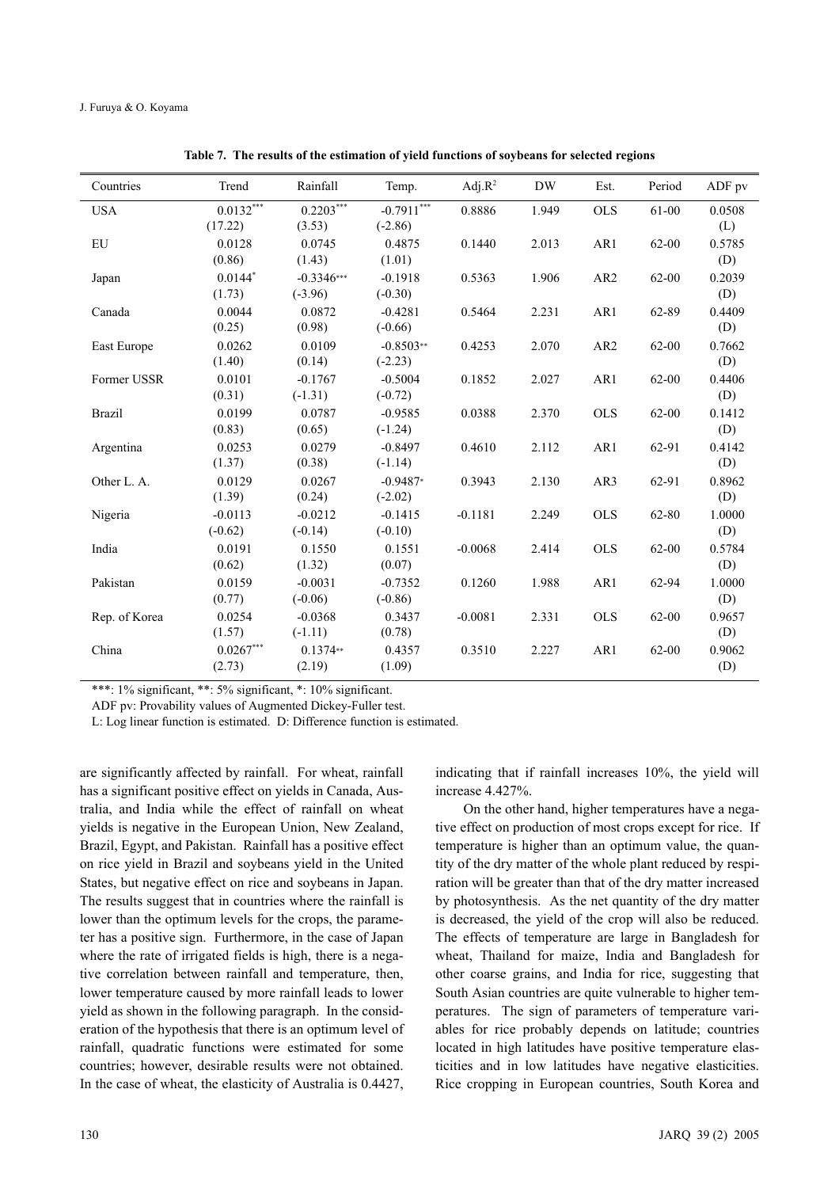**Table 7. The results of the estimation of yield functions of soybeans for selected regions**

| Countries | Trend | Rainfall | Temp. | Adj.$R^2$ | DW | Est. | Period | ADF pv |
|---|---|---|---|---|---|---|---|---|
| USA | 0.0132*** (17.22) | 0.2203*** (3.53) | -0.7911*** (-2.86) | 0.8886 | 1.949 | OLS | 61-00 | 0.0508 (L) |
| EU | 0.0128 (0.86) | 0.0745 (1.43) | 0.4875 (1.01) | 0.1440 | 2.013 | AR1 | 62-00 | 0.5785 (D) |
| Japan | 0.0144* (1.73) | -0.3346*** (-3.96) | -0.1918 (-0.30) | 0.5363 | 1.906 | AR2 | 62-00 | 0.2039 (D) |
| Canada | 0.0044 (0.25) | 0.0872 (0.98) | -0.4281 (-0.66) | 0.5464 | 2.231 | AR1 | 62-89 | 0.4409 (D) |
| East Europe | 0.0262 (1.40) | 0.0109 (0.14) | -0.8503** (-2.23) | 0.4253 | 2.070 | AR2 | 62-00 | 0.7662 (D) |
| Former USSR | 0.0101 (0.31) | -0.1767 (-1.31) | -0.5004 (-0.72) | 0.1852 | 2.027 | AR1 | 62-00 | 0.4406 (D) |
| Brazil | 0.0199 (0.83) | 0.0787 (0.65) | -0.9585 (-1.24) | 0.0388 | 2.370 | OLS | 62-00 | 0.1412 (D) |
| Argentina | 0.0253 (1.37) | 0.0279 (0.38) | -0.8497 (-1.14) | 0.4610 | 2.112 | AR1 | 62-91 | 0.4142 (D) |
| Other L. A. | 0.0129 (1.39) | 0.0267 (0.24) | -0.9487* (-2.02) | 0.3943 | 2.130 | AR3 | 62-91 | 0.8962 (D) |
| Nigeria | -0.0113 (-0.62) | -0.0212 (-0.14) | -0.1415 (-0.10) | -0.1181 | 2.249 | OLS | 62-80 | 1.0000 (D) |
| India | 0.0191 (0.62) | 0.1550 (1.32) | 0.1551 (0.07) | -0.0068 | 2.414 | OLS | 62-00 | 0.5784 (D) |
| Pakistan | 0.0159 (0.77) | -0.0031 (-0.06) | -0.7352 (-0.86) | 0.1260 | 1.988 | AR1 | 62-94 | 1.0000 (D) |
| Rep. of Korea | 0.0254 (1.57) | -0.0368 (-1.11) | 0.3437 (0.78) | -0.0081 | 2.331 | OLS | 62-00 | 0.9657 (D) |
| China | 0.0267*** (2.73) | 0.1374** (2.19) | 0.4357 (1.09) | 0.3510 | 2.227 | AR1 | 62-00 | 0.9062 (D) |

***: 1% significant, **: 5% significant, *: 10% significant.

ADF pv: Provability values of Augmented Dickey-Fuller test.

L: Log linear function is estimated. D: Difference function is estimated.

are significantly affected by rainfall. For wheat, rainfall has a significant positive effect on yields in Canada, Australia, and India while the effect of rainfall on wheat yields is negative in the European Union, New Zealand, Brazil, Egypt, and Pakistan. Rainfall has a positive effect on rice yield in Brazil and soybeans yield in the United States, but negative effect on rice and soybeans in Japan. The results suggest that in countries where the rainfall is lower than the optimum levels for the crops, the parameter has a positive sign. Furthermore, in the case of Japan where the rate of irrigated fields is high, there is a negative correlation between rainfall and temperature, then, lower temperature caused by more rainfall leads to lower yield as shown in the following paragraph. In the consideration of the hypothesis that there is an optimum level of rainfall, quadratic functions were estimated for some countries; however, desirable results were not obtained. In the case of wheat, the elasticity of Australia is 0.4427, indicating that if rainfall increases 10%, the yield will increase 4.427%.

On the other hand, higher temperatures have a negative effect on production of most crops except for rice. If temperature is higher than an optimum value, the quantity of the dry matter of the whole plant reduced by respiration will be greater than that of the dry matter increased by photosynthesis. As the net quantity of the dry matter is decreased, the yield of the crop will also be reduced. The effects of temperature are large in Bangladesh for wheat, Thailand for maize, India and Bangladesh for other coarse grains, and India for rice, suggesting that South Asian countries are quite vulnerable to higher temperatures. The sign of parameters of temperature variables for rice probably depends on latitude; countries located in high latitudes have positive temperature elasticities and in low latitudes have negative elasticities. Rice cropping in European countries, South Korea and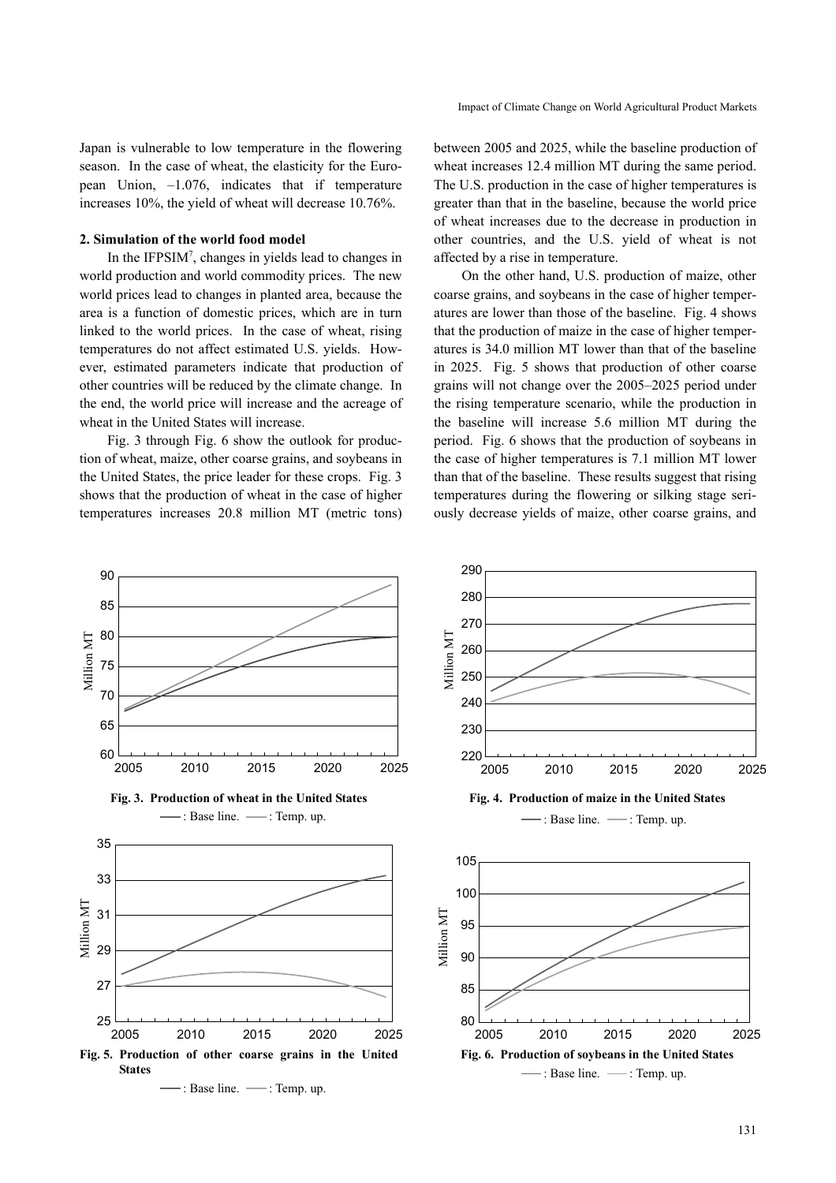Japan is vulnerable to low temperature in the flowering season. In the case of wheat, the elasticity for the European Union, –1.076, indicates that if temperature increases 10%, the yield of wheat will decrease 10.76%.

### 2. Simulation of the world food model

In the IFPSIM[7], changes in yields lead to changes in world production and world commodity prices. The new world prices lead to changes in planted area, because the area is a function of domestic prices, which are in turn linked to the world prices. In the case of wheat, rising temperatures do not affect estimated U.S. yields. However, estimated parameters indicate that production of other countries will be reduced by the climate change. In the end, the world price will increase and the acreage of wheat in the United States will increase.

Fig. 3 through Fig. 6 show the outlook for production of wheat, maize, other coarse grains, and soybeans in the United States, the price leader for these crops. Fig. 3 shows that the production of wheat in the case of higher temperatures increases 20.8 million MT (metric tons) between 2005 and 2025, while the baseline production of wheat increases 12.4 million MT during the same period. The U.S. production in the case of higher temperatures is greater than that in the baseline, because the world price of wheat increases due to the decrease in production in other countries, and the U.S. yield of wheat is not affected by a rise in temperature.

On the other hand, U.S. production of maize, other coarse grains, and soybeans in the case of higher temperatures are lower than those of the baseline. Fig. 4 shows that the production of maize in the case of higher temperatures is 34.0 million MT lower than that of the baseline in 2025. Fig. 5 shows that production of other coarse grains will not change over the 2005–2025 period under the rising temperature scenario, while the production in the baseline will increase 5.6 million MT during the period. Fig. 6 shows that the production of soybeans in the case of higher temperatures is 7.1 million MT lower than that of the baseline. These results suggest that rising temperatures during the flowering or silking stage seriously decrease yields of maize, other coarse grains, and

**Fig. 3. Production of wheat in the United States**

——: Base line. ——: Temp. up.

**Fig. 4. Production of maize in the United States**

——: Base line. ——: Temp. up.

**Fig. 5. Production of other coarse grains in the United States**

——: Base line. ——: Temp. up.

**Fig. 6. Production of soybeans in the United States**

——: Base line. ——: Temp. up.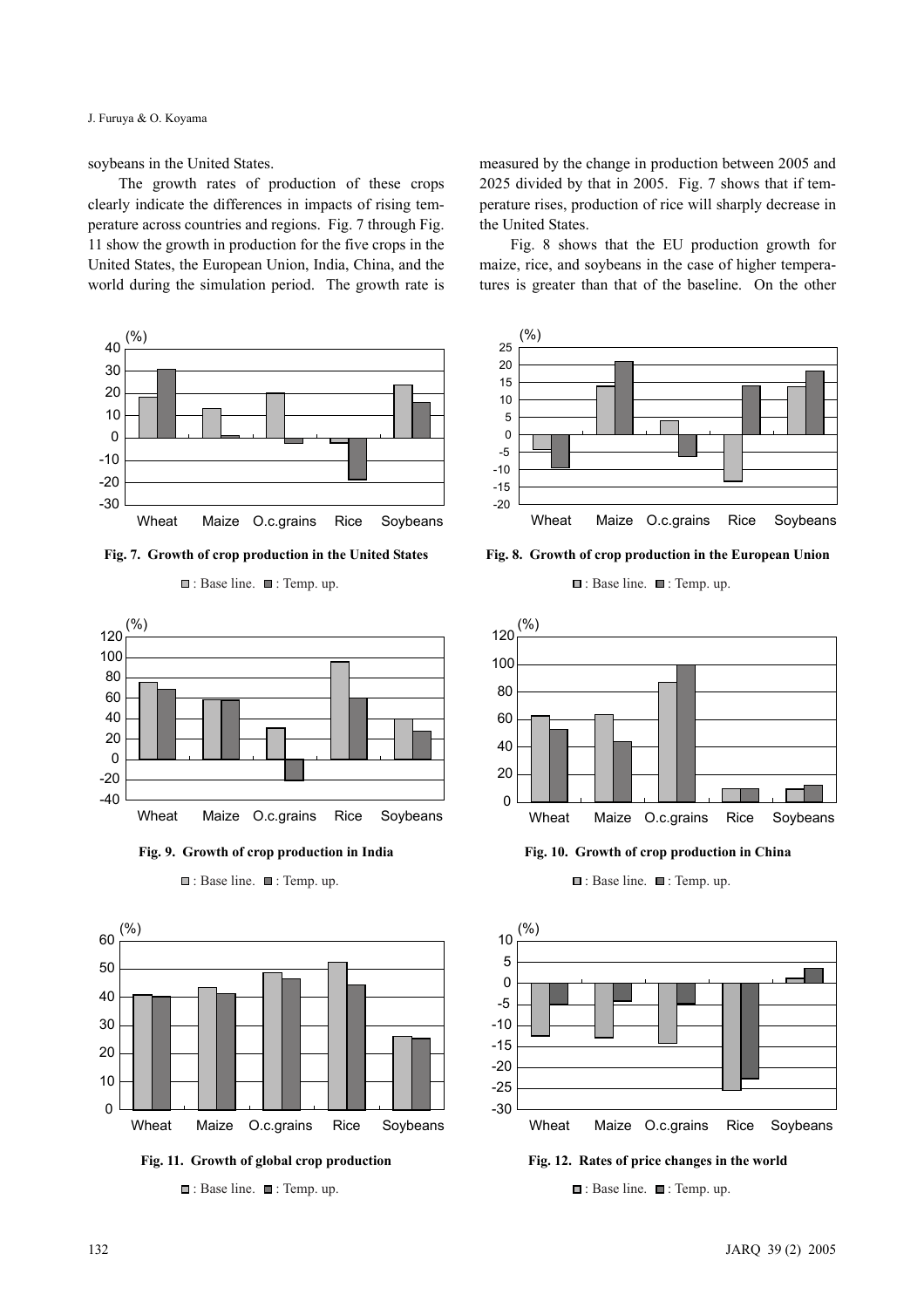soybeans in the United States.

The growth rates of production of these crops clearly indicate the differences in impacts of rising temperature across countries and regions. Fig. 7 through Fig. 11 show the growth in production for the five crops in the United States, the European Union, India, China, and the world during the simulation period. The growth rate is measured by the change in production between 2005 and 2025 divided by that in 2005. Fig. 7 shows that if temperature rises, production of rice will sharply decrease in the United States.

Fig. 8 shows that the EU production growth for maize, rice, and soybeans in the case of higher temperatures is greater than that of the baseline. On the other

**Fig. 7. Growth of crop production in the United States**

□ : Base line. ■ : Temp. up.

**Fig. 8. Growth of crop production in the European Union**

□ : Base line. ■ : Temp. up.

**Fig. 9. Growth of crop production in India**

□ : Base line. ■ : Temp. up.

**Fig. 10. Growth of crop production in China**

□ : Base line. ■ : Temp. up.

**Fig. 11. Growth of global crop production**

□ : Base line. ■ : Temp. up.

**Fig. 12. Rates of price changes in the world**

□ : Base line. ■ : Temp. up.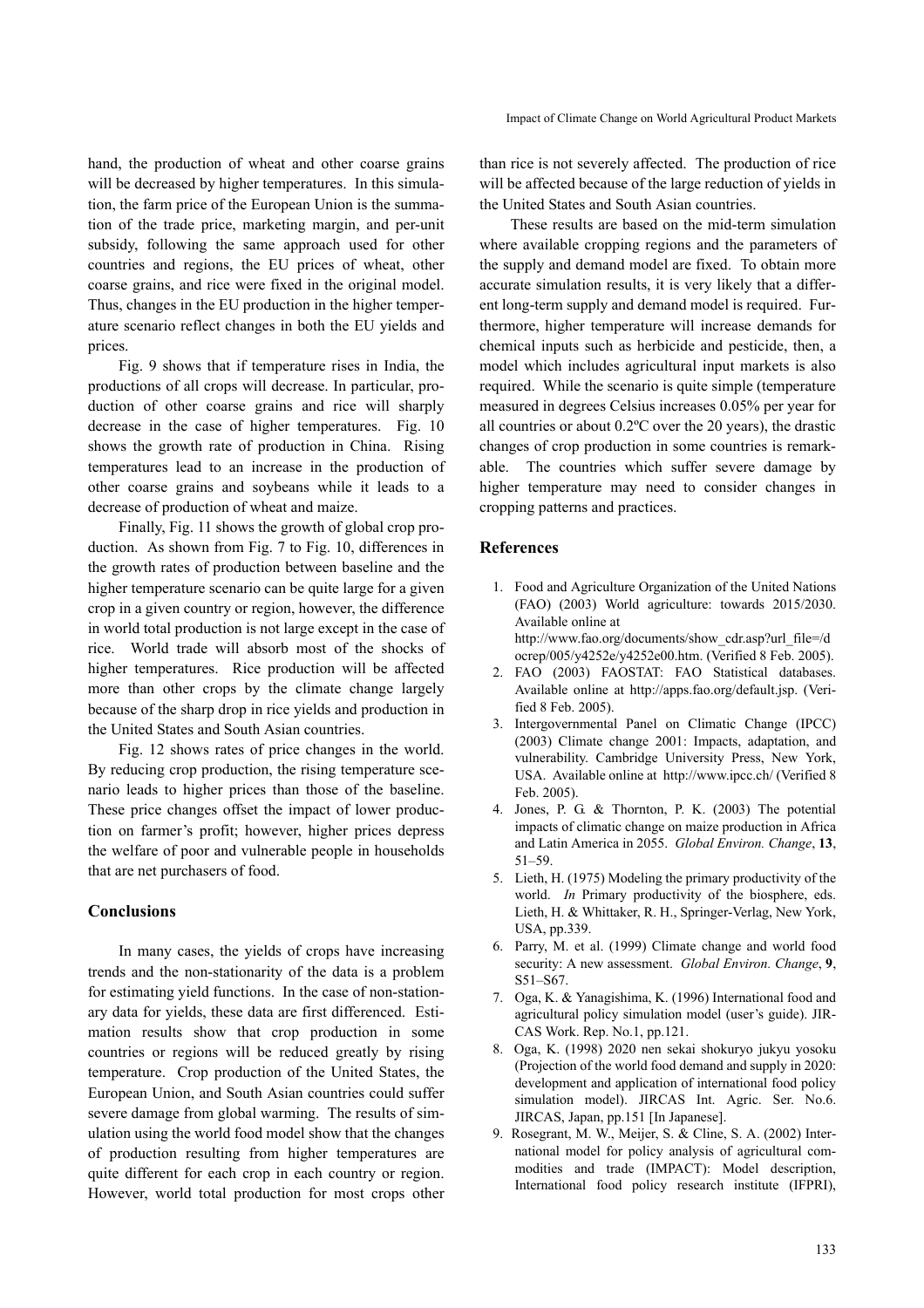hand, the production of wheat and other coarse grains will be decreased by higher temperatures. In this simulation, the farm price of the European Union is the summation of the trade price, marketing margin, and per-unit subsidy, following the same approach used for other countries and regions, the EU prices of wheat, other coarse grains, and rice were fixed in the original model. Thus, changes in the EU production in the higher temperature scenario reflect changes in both the EU yields and prices.

Fig. 9 shows that if temperature rises in India, the productions of all crops will decrease. In particular, production of other coarse grains and rice will sharply decrease in the case of higher temperatures. Fig. 10 shows the growth rate of production in China. Rising temperatures lead to an increase in the production of other coarse grains and soybeans while it leads to a decrease of production of wheat and maize.

Finally, Fig. 11 shows the growth of global crop production. As shown from Fig. 7 to Fig. 10, differences in the growth rates of production between baseline and the higher temperature scenario can be quite large for a given crop in a given country or region, however, the difference in world total production is not large except in the case of rice. World trade will absorb most of the shocks of higher temperatures. Rice production will be affected more than other crops by the climate change largely because of the sharp drop in rice yields and production in the United States and South Asian countries.

Fig. 12 shows rates of price changes in the world. By reducing crop production, the rising temperature scenario leads to higher prices than those of the baseline. These price changes offset the impact of lower production on farmer's profit; however, higher prices depress the welfare of poor and vulnerable people in households that are net purchasers of food.

## Conclusions

In many cases, the yields of crops have increasing trends and the non-stationarity of the data is a problem for estimating yield functions. In the case of non-stationary data for yields, these data are first differenced. Estimation results show that crop production in some countries or regions will be reduced greatly by rising temperature. Crop production of the United States, the European Union, and South Asian countries could suffer severe damage from global warming. The results of simulation using the world food model show that the changes of production resulting from higher temperatures are quite different for each crop in each country or region. However, world total production for most crops other than rice is not severely affected. The production of rice will be affected because of the large reduction of yields in the United States and South Asian countries.

These results are based on the mid-term simulation where available cropping regions and the parameters of the supply and demand model are fixed. To obtain more accurate simulation results, it is very likely that a different long-term supply and demand model is required. Furthermore, higher temperature will increase demands for chemical inputs such as herbicide and pesticide, then, a model which includes agricultural input markets is also required. While the scenario is quite simple (temperature measured in degrees Celsius increases 0.05% per year for all countries or about 0.2ºC over the 20 years), the drastic changes of crop production in some countries is remarkable. The countries which suffer severe damage by higher temperature may need to consider changes in cropping patterns and practices.

## References

1. Food and Agriculture Organization of the United Nations (FAO) (2003) World agriculture: towards 2015/2030. Available online at http://www.fao.org/documents/show_cdr.asp?url_file=/docrep/005/y4252e/y4252e00.htm. (Verified 8 Feb. 2005).
2. FAO (2003) FAOSTAT: FAO Statistical databases. Available online at http://apps.fao.org/default.jsp. (Verified 8 Feb. 2005).
3. Intergovernmental Panel on Climatic Change (IPCC) (2003) Climate change 2001: Impacts, adaptation, and vulnerability. Cambridge University Press, New York, USA. Available online at http://www.ipcc.ch/ (Verified 8 Feb. 2005).
4. Jones, P. G. & Thornton, P. K. (2003) The potential impacts of climatic change on maize production in Africa and Latin America in 2055. *Global Environ. Change*, **13**, 51–59.
5. Lieth, H. (1975) Modeling the primary productivity of the world. *In* Primary productivity of the biosphere, eds. Lieth, H. & Whittaker, R. H., Springer-Verlag, New York, USA, pp.339.
6. Parry, M. et al. (1999) Climate change and world food security: A new assessment. *Global Environ. Change*, **9**, S51–S67.
7. Oga, K. & Yanagishima, K. (1996) International food and agricultural policy simulation model (user's guide). JIRCAS Work. Rep. No.1, pp.121.
8. Oga, K. (1998) 2020 nen sekai shokuryo jukyu yosoku (Projection of the world food demand and supply in 2020: development and application of international food policy simulation model). JIRCAS Int. Agric. Ser. No.6. JIRCAS, Japan, pp.151 [In Japanese].
9. Rosegrant, M. W., Meijer, S. & Cline, S. A. (2002) International model for policy analysis of agricultural commodities and trade (IMPACT): Model description, International food policy research institute (IFPRI),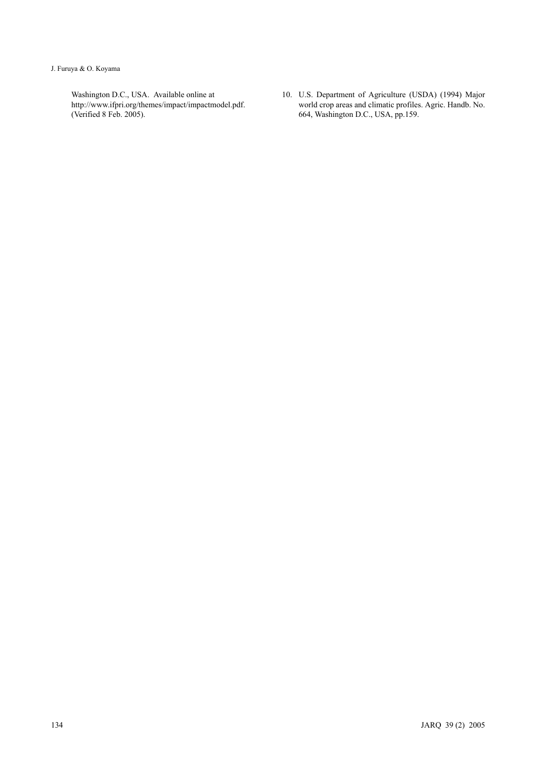Washington D.C., USA. Available online at http://www.ifpri.org/themes/impact/impactmodel.pdf. (Verified 8 Feb. 2005).

10. U.S. Department of Agriculture (USDA) (1994) Major world crop areas and climatic profiles. Agric. Handb. No. 664, Washington D.C., USA, pp.159.